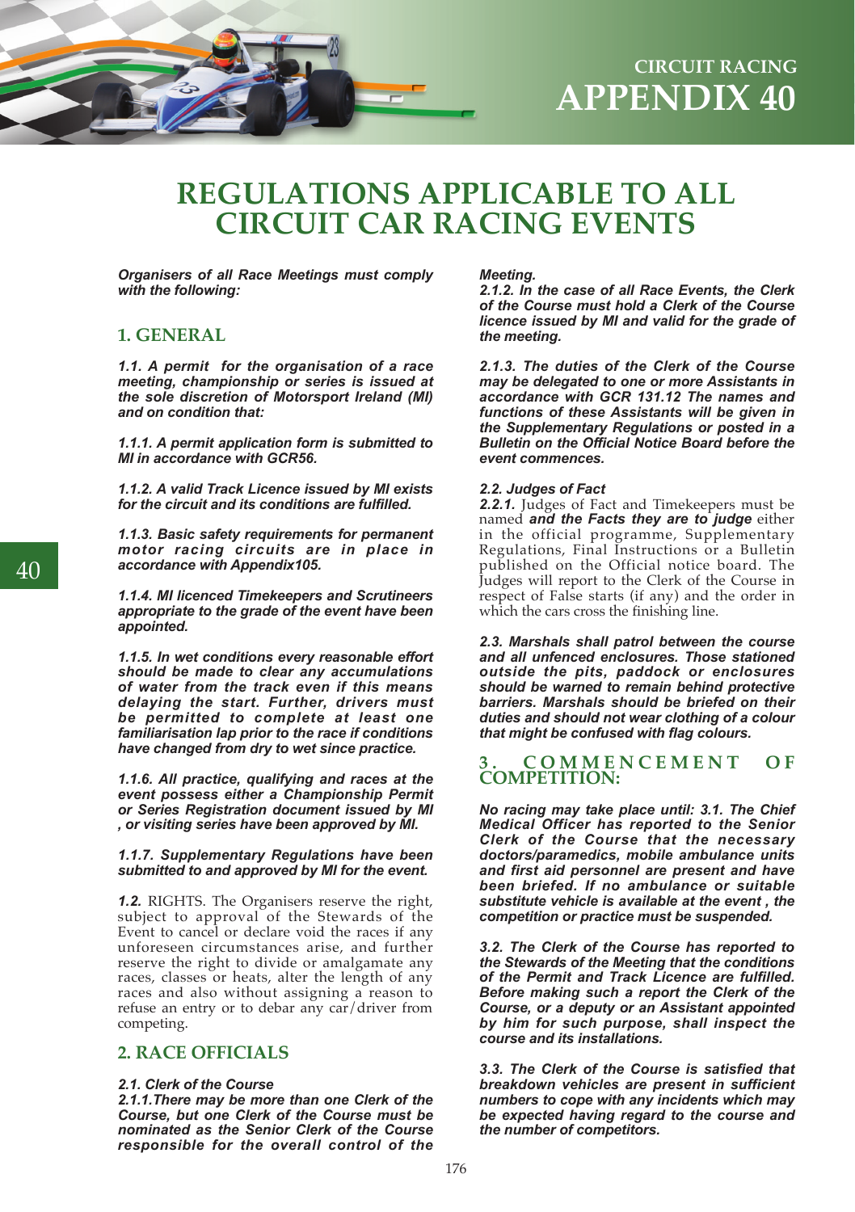# CIRCUIT RACING APPENDIX 40

# REGULATIONS APPLICABLE TO ALL CIRCUIT CAR RACING EVENTS

***Organisers of all Race Meetings must comply with the following:***

## 1. GENERAL

***1.1. A permit for the organisation of a race meeting, championship or series is issued at the sole discretion of Motorsport Ireland (MI) and on condition that:***

***1.1.1. A permit application form is submitted to MI in accordance with GCR56.***

***1.1.2. A valid Track Licence issued by MI exists for the circuit and its conditions are fulfilled.***

***1.1.3. Basic safety requirements for permanent motor racing circuits are in place in accordance with Appendix105.***

***1.1.4. MI licenced Timekeepers and Scrutineers appropriate to the grade of the event have been appointed.***

***1.1.5. In wet conditions every reasonable effort should be made to clear any accumulations of water from the track even if this means delaying the start. Further, drivers must be permitted to complete at least one familiarisation lap prior to the race if conditions have changed from dry to wet since practice.***

***1.1.6. All practice, qualifying and races at the event possess either a Championship Permit or Series Registration document issued by MI , or visiting series have been approved by MI.***

***1.1.7. Supplementary Regulations have been submitted to and approved by MI for the event.***

***1.2.*** RIGHTS. The Organisers reserve the right, subject to approval of the Stewards of the Event to cancel or declare void the races if any unforeseen circumstances arise, and further reserve the right to divide or amalgamate any races, classes or heats, alter the length of any races and also without assigning a reason to refuse an entry or to debar any car/driver from competing.

## 2. RACE OFFICIALS

***2.1. Clerk of the Course***

***2.1.1.There may be more than one Clerk of the Course, but one Clerk of the Course must be nominated as the Senior Clerk of the Course responsible for the overall control of the Meeting.***

***2.1.2. In the case of all Race Events, the Clerk of the Course must hold a Clerk of the Course licence issued by MI and valid for the grade of the meeting.***

***2.1.3. The duties of the Clerk of the Course may be delegated to one or more Assistants in accordance with GCR 131.12 The names and functions of these Assistants will be given in the Supplementary Regulations or posted in a Bulletin on the Official Notice Board before the event commences.***

***2.2. Judges of Fact***

***2.2.1.*** Judges of Fact and Timekeepers must be named ***and the Facts they are to judge*** either in the official programme, Supplementary Regulations, Final Instructions or a Bulletin published on the Official notice board. The Judges will report to the Clerk of the Course in respect of False starts (if any) and the order in which the cars cross the finishing line.

***2.3. Marshals shall patrol between the course and all unfenced enclosures. Those stationed outside the pits, paddock or enclosures should be warned to remain behind protective barriers. Marshals should be briefed on their duties and should not wear clothing of a colour that might be confused with flag colours.***

## 3. COMMENCEMENT OF COMPETITION:

***No racing may take place until: 3.1. The Chief Medical Officer has reported to the Senior Clerk of the Course that the necessary doctors/paramedics, mobile ambulance units and first aid personnel are present and have been briefed. If no ambulance or suitable substitute vehicle is available at the event , the competition or practice must be suspended.***

***3.2. The Clerk of the Course has reported to the Stewards of the Meeting that the conditions of the Permit and Track Licence are fulfilled. Before making such a report the Clerk of the Course, or a deputy or an Assistant appointed by him for such purpose, shall inspect the course and its installations.***

***3.3. The Clerk of the Course is satisfied that breakdown vehicles are present in sufficient numbers to cope with any incidents which may be expected having regard to the course and the number of competitors.***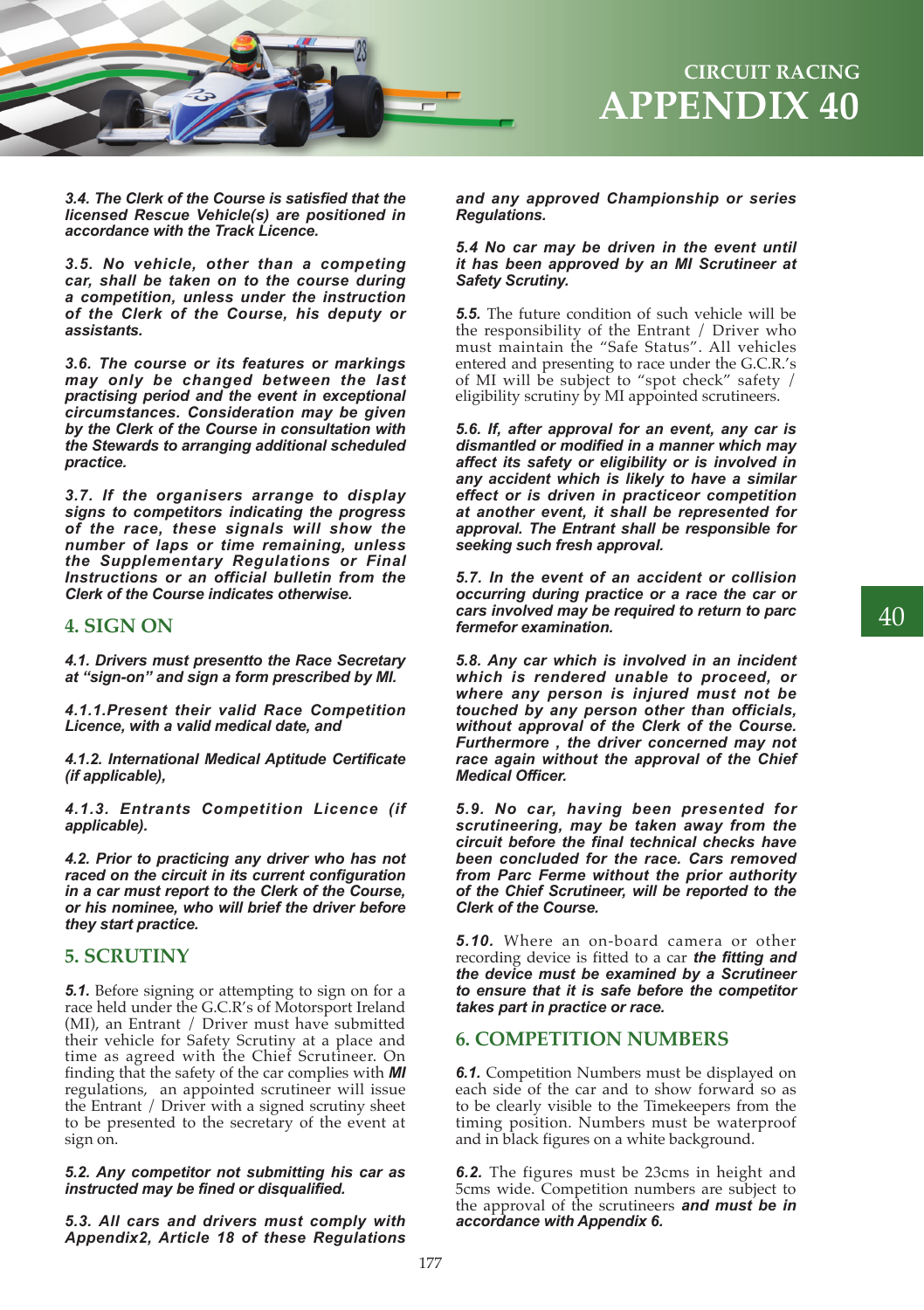***3.4. The Clerk of the Course is satisfied that the licensed Rescue Vehicle(s) are positioned in accordance with the Track Licence.***

***3.5. No vehicle, other than a competing car, shall be taken on to the course during a competition, unless under the instruction of the Clerk of the Course, his deputy or assistants.***

***3.6. The course or its features or markings may only be changed between the last practising period and the event in exceptional circumstances. Consideration may be given by the Clerk of the Course in consultation with the Stewards to arranging additional scheduled practice.***

***3.7. If the organisers arrange to display signs to competitors indicating the progress of the race, these signals will show the number of laps or time remaining, unless the Supplementary Regulations or Final Instructions or an official bulletin from the Clerk of the Course indicates otherwise.***

## 4. SIGN ON

***4.1. Drivers must presentto the Race Secretary at "sign-on" and sign a form prescribed by MI.***

***4.1.1.Present their valid Race Competition Licence, with a valid medical date, and***

***4.1.2. International Medical Aptitude Certificate (if applicable),***

***4.1.3. Entrants Competition Licence (if applicable).***

***4.2. Prior to practicing any driver who has not raced on the circuit in its current configuration in a car must report to the Clerk of the Course, or his nominee, who will brief the driver before they start practice.***

## 5. SCRUTINY

***5.1.*** Before signing or attempting to sign on for a race held under the G.C.R's of Motorsport Ireland (MI), an Entrant / Driver must have submitted their vehicle for Safety Scrutiny at a place and time as agreed with the Chief Scrutineer. On finding that the safety of the car complies with ***MI*** regulations, an appointed scrutineer will issue the Entrant / Driver with a signed scrutiny sheet to be presented to the secretary of the event at sign on.

***5.2. Any competitor not submitting his car as instructed may be fined or disqualified.***

***5.3. All cars and drivers must comply with Appendix2, Article 18 of these Regulations and any approved Championship or series Regulations.***

***5.4 No car may be driven in the event until it has been approved by an MI Scrutineer at Safety Scrutiny.***

***5.5.*** The future condition of such vehicle will be the responsibility of the Entrant / Driver who must maintain the "Safe Status". All vehicles entered and presenting to race under the G.C.R.'s of MI will be subject to "spot check" safety / eligibility scrutiny by MI appointed scrutineers.

***5.6. If, after approval for an event, any car is dismantled or modified in a manner which may affect its safety or eligibility or is involved in any accident which is likely to have a similar effect or is driven in practiceor competition at another event, it shall be represented for approval. The Entrant shall be responsible for seeking such fresh approval.***

***5.7. In the event of an accident or collision occurring during practice or a race the car or cars involved may be required to return to parc fermefor examination.***

***5.8. Any car which is involved in an incident which is rendered unable to proceed, or where any person is injured must not be touched by any person other than officials, without approval of the Clerk of the Course. Furthermore , the driver concerned may not race again without the approval of the Chief Medical Officer.***

***5.9. No car, having been presented for scrutineering, may be taken away from the circuit before the final technical checks have been concluded for the race. Cars removed from Parc Ferme without the prior authority of the Chief Scrutineer, will be reported to the Clerk of the Course.***

***5.10.*** Where an on-board camera or other recording device is fitted to a car ***the fitting and the device must be examined by a Scrutineer to ensure that it is safe before the competitor takes part in practice or race.***

## 6. COMPETITION NUMBERS

***6.1.*** Competition Numbers must be displayed on each side of the car and to show forward so as to be clearly visible to the Timekeepers from the timing position. Numbers must be waterproof and in black figures on a white background.

***6.2.*** The figures must be 23cms in height and 5cms wide. Competition numbers are subject to the approval of the scrutineers ***and must be in accordance with Appendix 6.***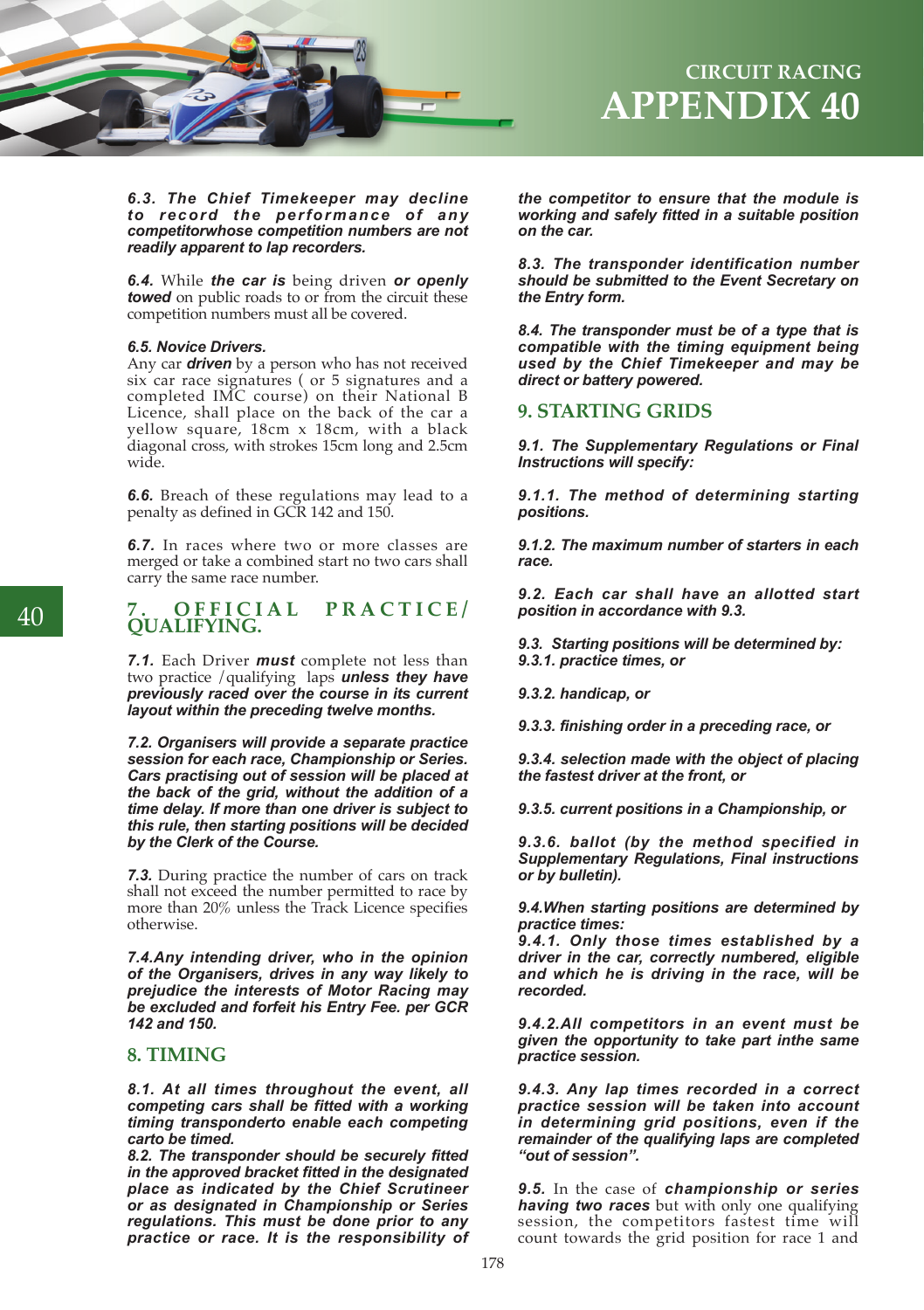***6.3. The Chief Timekeeper may decline to record the performance of any competitorwhose competition numbers are not readily apparent to lap recorders.***

***6.4.*** While ***the car is*** being driven ***or openly towed*** on public roads to or from the circuit these competition numbers must all be covered.

***6.5. Novice Drivers.***

Any car ***driven*** by a person who has not received six car race signatures ( or 5 signatures and a completed IMC course) on their National B Licence, shall place on the back of the car a yellow square, 18cm x 18cm, with a black diagonal cross, with strokes 15cm long and 2.5cm wide.

***6.6.*** Breach of these regulations may lead to a penalty as defined in GCR 142 and 150.

***6.7.*** In races where two or more classes are merged or take a combined start no two cars shall carry the same race number.

## 7. OFFICIAL PRACTICE/ QUALIFYING.

***7.1.*** Each Driver ***must*** complete not less than two practice /qualifying laps ***unless they have previously raced over the course in its current layout within the preceding twelve months.***

***7.2. Organisers will provide a separate practice session for each race, Championship or Series. Cars practising out of session will be placed at the back of the grid, without the addition of a time delay. If more than one driver is subject to this rule, then starting positions will be decided by the Clerk of the Course.***

***7.3.*** During practice the number of cars on track shall not exceed the number permitted to race by more than 20% unless the Track Licence specifies otherwise.

***7.4.Any intending driver, who in the opinion of the Organisers, drives in any way likely to prejudice the interests of Motor Racing may be excluded and forfeit his Entry Fee. per GCR 142 and 150.***

## 8. TIMING

***8.1. At all times throughout the event, all competing cars shall be fitted with a working timing transponderto enable each competing carto be timed.***

***8.2. The transponder should be securely fitted in the approved bracket fitted in the designated place as indicated by the Chief Scrutineer or as designated in Championship or Series regulations. This must be done prior to any practice or race. It is the responsibility of the competitor to ensure that the module is working and safely fitted in a suitable position on the car.***

***8.3. The transponder identification number should be submitted to the Event Secretary on the Entry form.***

***8.4. The transponder must be of a type that is compatible with the timing equipment being used by the Chief Timekeeper and may be direct or battery powered.***

## 9. STARTING GRIDS

***9.1. The Supplementary Regulations or Final Instructions will specify:***

***9.1.1. The method of determining starting positions.***

***9.1.2. The maximum number of starters in each race.***

***9.2. Each car shall have an allotted start position in accordance with 9.3.***

***9.3. Starting positions will be determined by:***
***9.3.1. practice times, or***

***9.3.2. handicap, or***

***9.3.3. finishing order in a preceding race, or***

***9.3.4. selection made with the object of placing the fastest driver at the front, or***

***9.3.5. current positions in a Championship, or***

***9.3.6. ballot (by the method specified in Supplementary Regulations, Final instructions or by bulletin).***

***9.4.When starting positions are determined by practice times:***
***9.4.1. Only those times established by a driver in the car, correctly numbered, eligible and which he is driving in the race, will be recorded.***

***9.4.2.All competitors in an event must be given the opportunity to take part inthe same practice session.***

***9.4.3. Any lap times recorded in a correct practice session will be taken into account in determining grid positions, even if the remainder of the qualifying laps are completed "out of session".***

***9.5.*** In the case of ***championship or series having two races*** but with only one qualifying session, the competitors fastest time will count towards the grid position for race 1 and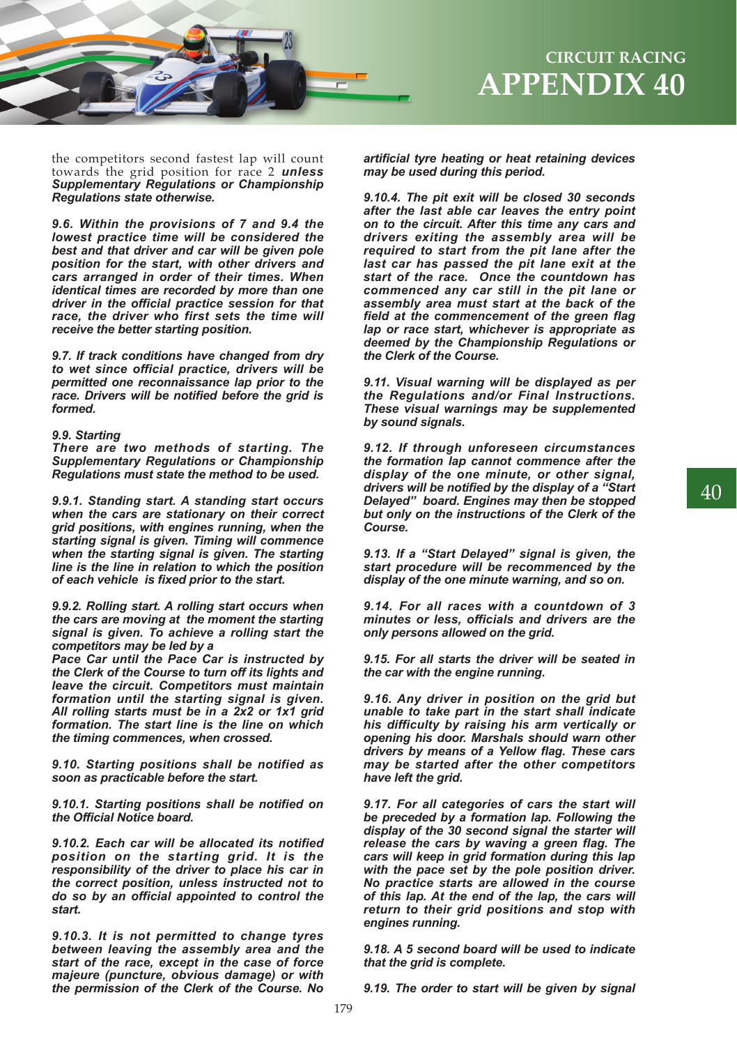the competitors second fastest lap will count towards the grid position for race 2 ***unless Supplementary Regulations or Championship Regulations state otherwise.***

***9.6. Within the provisions of 7 and 9.4 the lowest practice time will be considered the best and that driver and car will be given pole position for the start, with other drivers and cars arranged in order of their times. When identical times are recorded by more than one driver in the official practice session for that race, the driver who first sets the time will receive the better starting position.***

***9.7. If track conditions have changed from dry to wet since official practice, drivers will be permitted one reconnaissance lap prior to the race. Drivers will be notified before the grid is formed.***

***9.9. Starting***
***There are two methods of starting. The Supplementary Regulations or Championship Regulations must state the method to be used.***

***9.9.1. Standing start. A standing start occurs when the cars are stationary on their correct grid positions, with engines running, when the starting signal is given. Timing will commence when the starting signal is given. The starting line is the line in relation to which the position of each vehicle is fixed prior to the start.***

***9.9.2. Rolling start. A rolling start occurs when the cars are moving at the moment the starting signal is given. To achieve a rolling start the competitors may be led by a Pace Car until the Pace Car is instructed by the Clerk of the Course to turn off its lights and leave the circuit. Competitors must maintain formation until the starting signal is given. All rolling starts must be in a 2x2 or 1x1 grid formation. The start line is the line on which the timing commences, when crossed.***

***9.10. Starting positions shall be notified as soon as practicable before the start.***

***9.10.1. Starting positions shall be notified on the Official Notice board.***

***9.10.2. Each car will be allocated its notified position on the starting grid. It is the responsibility of the driver to place his car in the correct position, unless instructed not to do so by an official appointed to control the start.***

***9.10.3. It is not permitted to change tyres between leaving the assembly area and the start of the race, except in the case of force majeure (puncture, obvious damage) or with the permission of the Clerk of the Course. No artificial tyre heating or heat retaining devices may be used during this period.***

***9.10.4. The pit exit will be closed 30 seconds after the last able car leaves the entry point on to the circuit. After this time any cars and drivers exiting the assembly area will be required to start from the pit lane after the last car has passed the pit lane exit at the start of the race. Once the countdown has commenced any car still in the pit lane or assembly area must start at the back of the field at the commencement of the green flag lap or race start, whichever is appropriate as deemed by the Championship Regulations or the Clerk of the Course.***

***9.11. Visual warning will be displayed as per the Regulations and/or Final Instructions. These visual warnings may be supplemented by sound signals.***

***9.12. If through unforeseen circumstances the formation lap cannot commence after the display of the one minute, or other signal, drivers will be notified by the display of a "Start Delayed" board. Engines may then be stopped but only on the instructions of the Clerk of the Course.***

***9.13. If a "Start Delayed" signal is given, the start procedure will be recommenced by the display of the one minute warning, and so on.***

***9.14. For all races with a countdown of 3 minutes or less, officials and drivers are the only persons allowed on the grid.***

***9.15. For all starts the driver will be seated in the car with the engine running.***

***9.16. Any driver in position on the grid but unable to take part in the start shall indicate his difficulty by raising his arm vertically or opening his door. Marshals should warn other drivers by means of a Yellow flag. These cars may be started after the other competitors have left the grid.***

***9.17. For all categories of cars the start will be preceded by a formation lap. Following the display of the 30 second signal the starter will release the cars by waving a green flag. The cars will keep in grid formation during this lap with the pace set by the pole position driver. No practice starts are allowed in the course of this lap. At the end of the lap, the cars will return to their grid positions and stop with engines running.***

***9.18. A 5 second board will be used to indicate that the grid is complete.***

***9.19. The order to start will be given by signal***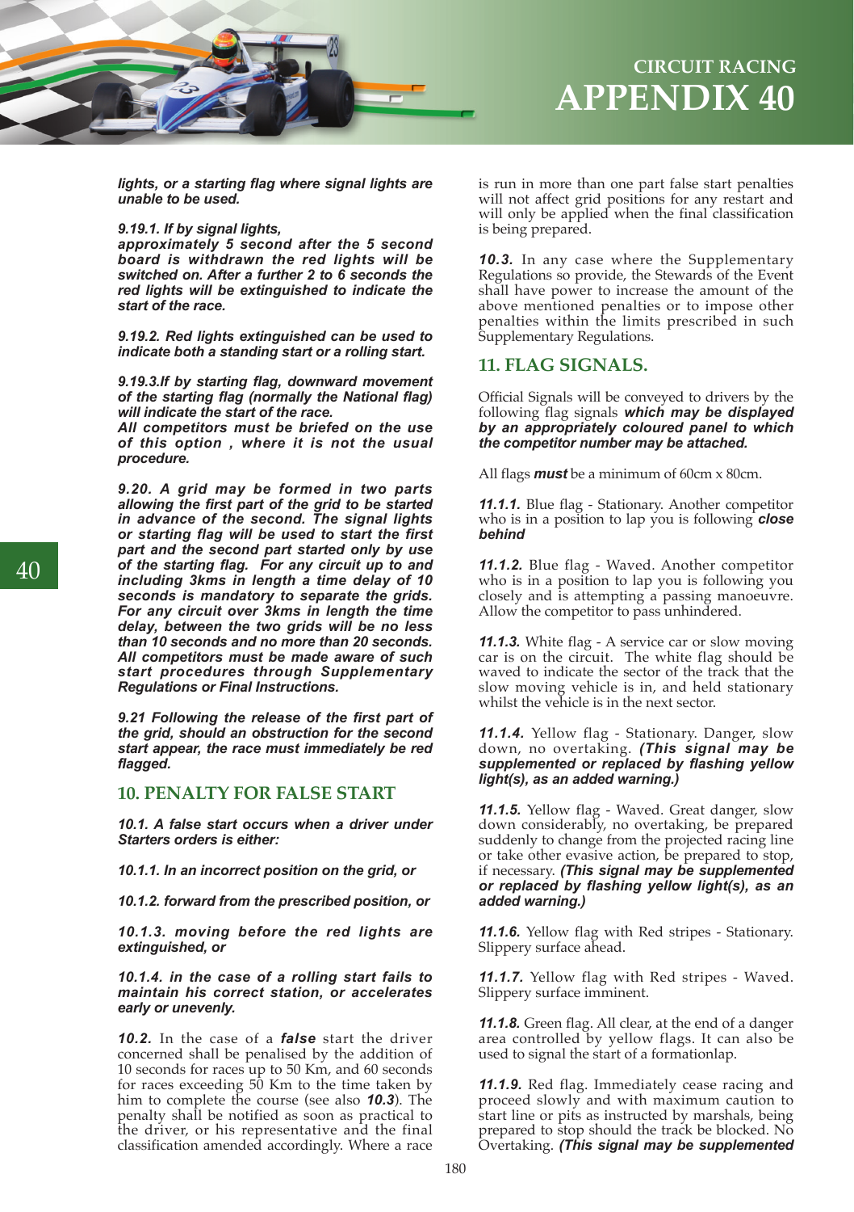***lights, or a starting flag where signal lights are unable to be used.***

***9.19.1. If by signal lights, approximately 5 second after the 5 second board is withdrawn the red lights will be switched on. After a further 2 to 6 seconds the red lights will be extinguished to indicate the start of the race.***

***9.19.2. Red lights extinguished can be used to indicate both a standing start or a rolling start.***

***9.19.3.If by starting flag, downward movement of the starting flag (normally the National flag) will indicate the start of the race.***
***All competitors must be briefed on the use of this option , where it is not the usual procedure.***

***9.20. A grid may be formed in two parts allowing the first part of the grid to be started in advance of the second. The signal lights or starting flag will be used to start the first part and the second part started only by use of the starting flag. For any circuit up to and including 3kms in length a time delay of 10 seconds is mandatory to separate the grids. For any circuit over 3kms in length the time delay, between the two grids will be no less than 10 seconds and no more than 20 seconds. All competitors must be made aware of such start procedures through Supplementary Regulations or Final Instructions.***

***9.21 Following the release of the first part of the grid, should an obstruction for the second start appear, the race must immediately be red flagged.***

## 10. PENALTY FOR FALSE START

***10.1. A false start occurs when a driver under Starters orders is either:***

***10.1.1. In an incorrect position on the grid, or***

***10.1.2. forward from the prescribed position, or***

***10.1.3. moving before the red lights are extinguished, or***

***10.1.4. in the case of a rolling start fails to maintain his correct station, or accelerates early or unevenly.***

***10.2.*** In the case of a ***false*** start the driver concerned shall be penalised by the addition of 10 seconds for races up to 50 Km, and 60 seconds for races exceeding 50 Km to the time taken by him to complete the course (see also ***10.3***). The penalty shall be notified as soon as practical to the driver, or his representative and the final classification amended accordingly. Where a race is run in more than one part false start penalties will not affect grid positions for any restart and will only be applied when the final classification is being prepared.

***10.3.*** In any case where the Supplementary Regulations so provide, the Stewards of the Event shall have power to increase the amount of the above mentioned penalties or to impose other penalties within the limits prescribed in such Supplementary Regulations.

## 11. FLAG SIGNALS.

Official Signals will be conveyed to drivers by the following flag signals ***which may be displayed by an appropriately coloured panel to which the competitor number may be attached.***

All flags ***must*** be a minimum of 60cm x 80cm.

***11.1.1.*** Blue flag - Stationary. Another competitor who is in a position to lap you is following ***close behind***

***11.1.2.*** Blue flag - Waved. Another competitor who is in a position to lap you is following you closely and is attempting a passing manoeuvre. Allow the competitor to pass unhindered.

***11.1.3.*** White flag - A service car or slow moving car is on the circuit. The white flag should be waved to indicate the sector of the track that the slow moving vehicle is in, and held stationary whilst the vehicle is in the next sector.

***11.1.4.*** Yellow flag - Stationary. Danger, slow down, no overtaking. ***(This signal may be supplemented or replaced by flashing yellow light(s), as an added warning.)***

***11.1.5.*** Yellow flag - Waved. Great danger, slow down considerably, no overtaking, be prepared suddenly to change from the projected racing line or take other evasive action, be prepared to stop, if necessary. ***(This signal may be supplemented or replaced by flashing yellow light(s), as an added warning.)***

***11.1.6.*** Yellow flag with Red stripes - Stationary. Slippery surface ahead.

***11.1.7.*** Yellow flag with Red stripes - Waved. Slippery surface imminent.

***11.1.8.*** Green flag. All clear, at the end of a danger area controlled by yellow flags. It can also be used to signal the start of a formationlap.

***11.1.9.*** Red flag. Immediately cease racing and proceed slowly and with maximum caution to start line or pits as instructed by marshals, being prepared to stop should the track be blocked. No Overtaking. ***(This signal may be supplemented***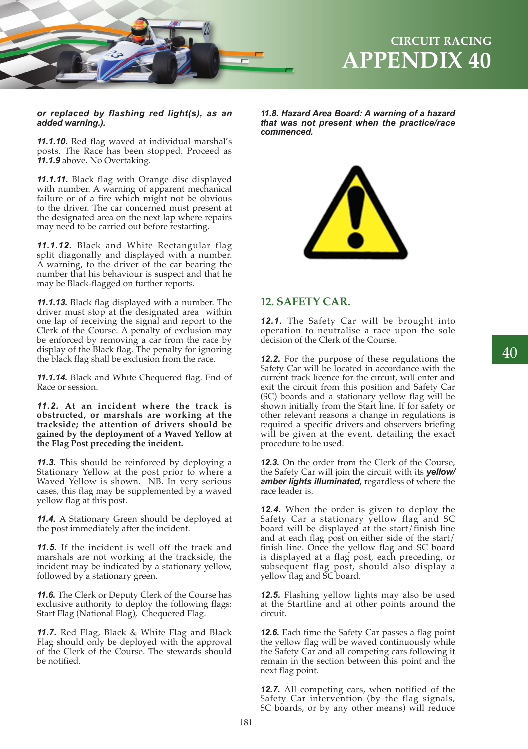***or replaced by flashing red light(s), as an added warning.).***

***11.1.10.*** Red flag waved at individual marshal's posts. The Race has been stopped. Proceed as ***11.1.9*** above. No Overtaking.

***11.1.11.*** Black flag with Orange disc displayed with number. A warning of apparent mechanical failure or of a fire which might not be obvious to the driver. The car concerned must present at the designated area on the next lap where repairs may need to be carried out before restarting.

***11.1.12.*** Black and White Rectangular flag split diagonally and displayed with a number. A warning, to the driver of the car bearing the number that his behaviour is suspect and that he may be Black-flagged on further reports.

***11.1.13.*** Black flag displayed with a number. The driver must stop at the designated area within one lap of receiving the signal and report to the Clerk of the Course. A penalty of exclusion may be enforced by removing a car from the race by display of the Black flag. The penalty for ignoring the black flag shall be exclusion from the race.

***11.1.14.*** Black and White Chequered flag. End of Race or session.

***11.2.* At an incident where the track is obstructed, or marshals are working at the trackside; the attention of drivers should be gained by the deployment of a Waved Yellow at the Flag Post preceding the incident.**

***11.3.*** This should be reinforced by deploying a Stationary Yellow at the post prior to where a Waved Yellow is shown. NB. In very serious cases, this flag may be supplemented by a waved yellow flag at this post.

***11.4.*** A Stationary Green should be deployed at the post immediately after the incident.

***11.5.*** If the incident is well off the track and marshals are not working at the trackside, the incident may be indicated by a stationary yellow, followed by a stationary green.

***11.6.*** The Clerk or Deputy Clerk of the Course has exclusive authority to deploy the following flags: Start Flag (National Flag), Chequered Flag.

***11.7.*** Red Flag, Black & White Flag and Black Flag should only be deployed with the approval of the Clerk of the Course. The stewards should be notified.

***11.8. Hazard Area Board: A warning of a hazard that was not present when the practice/race commenced.***

## 12. SAFETY CAR.

***12.1.*** The Safety Car will be brought into operation to neutralise a race upon the sole decision of the Clerk of the Course.

***12.2.*** For the purpose of these regulations the Safety Car will be located in accordance with the current track licence for the circuit, will enter and exit the circuit from this position and Safety Car (SC) boards and a stationary yellow flag will be shown initially from the Start line. If for safety or other relevant reasons a change in regulations is required a specific drivers and observers briefing will be given at the event, detailing the exact procedure to be used.

***12.3.*** On the order from the Clerk of the Course, the Safety Car will join the circuit with its ***yellow/amber lights illuminated,*** regardless of where the race leader is.

***12.4.*** When the order is given to deploy the Safety Car a stationary yellow flag and SC board will be displayed at the start/finish line and at each flag post on either side of the start/finish line. Once the yellow flag and SC board is displayed at a flag post, each preceding, or subsequent flag post, should also display a yellow flag and SC board.

***12.5.*** Flashing yellow lights may also be used at the Startline and at other points around the circuit.

***12.6.*** Each time the Safety Car passes a flag point the yellow flag will be waved continuously while the Safety Car and all competing cars following it remain in the section between this point and the next flag point.

***12.7.*** All competing cars, when notified of the Safety Car intervention (by the flag signals, SC boards, or by any other means) will reduce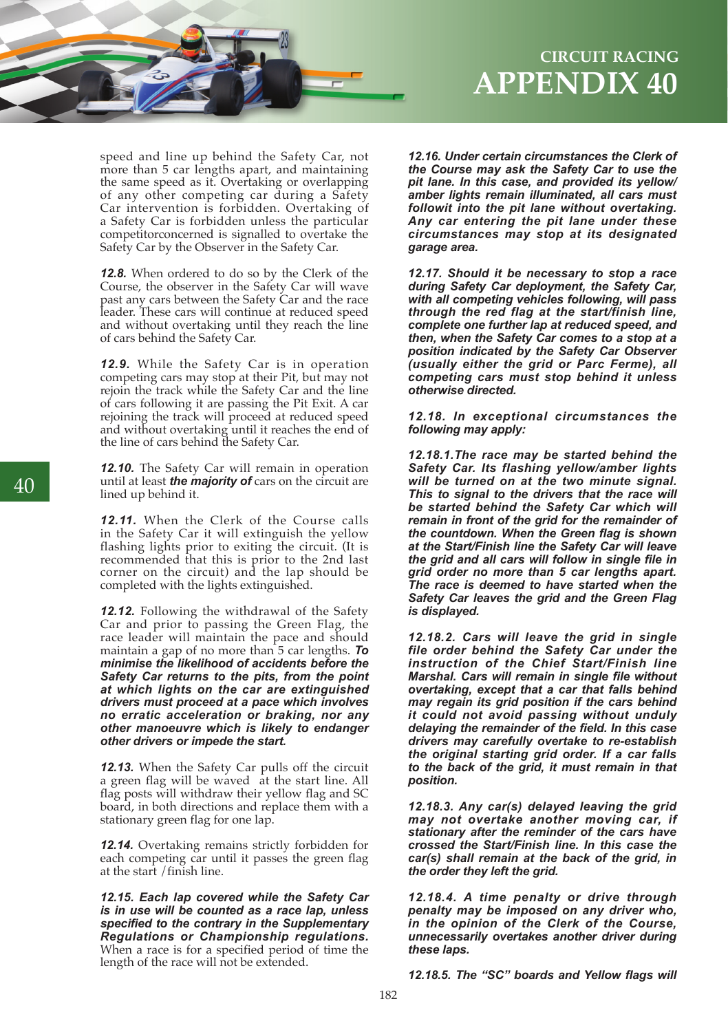speed and line up behind the Safety Car, not more than 5 car lengths apart, and maintaining the same speed as it. Overtaking or overlapping of any other competing car during a Safety Car intervention is forbidden. Overtaking of a Safety Car is forbidden unless the particular competitorconcerned is signalled to overtake the Safety Car by the Observer in the Safety Car.

***12.8.*** When ordered to do so by the Clerk of the Course, the observer in the Safety Car will wave past any cars between the Safety Car and the race leader. These cars will continue at reduced speed and without overtaking until they reach the line of cars behind the Safety Car.

***12.9.*** While the Safety Car is in operation competing cars may stop at their Pit, but may not rejoin the track while the Safety Car and the line of cars following it are passing the Pit Exit. A car rejoining the track will proceed at reduced speed and without overtaking until it reaches the end of the line of cars behind the Safety Car.

***12.10.*** The Safety Car will remain in operation until at least ***the majority of*** cars on the circuit are lined up behind it.

***12.11.*** When the Clerk of the Course calls in the Safety Car it will extinguish the yellow flashing lights prior to exiting the circuit. (It is recommended that this is prior to the 2nd last corner on the circuit) and the lap should be completed with the lights extinguished.

***12.12.*** Following the withdrawal of the Safety Car and prior to passing the Green Flag, the race leader will maintain the pace and should maintain a gap of no more than 5 car lengths. ***To minimise the likelihood of accidents before the Safety Car returns to the pits, from the point at which lights on the car are extinguished drivers must proceed at a pace which involves no erratic acceleration or braking, nor any other manoeuvre which is likely to endanger other drivers or impede the start.***

***12.13.*** When the Safety Car pulls off the circuit a green flag will be waved at the start line. All flag posts will withdraw their yellow flag and SC board, in both directions and replace them with a stationary green flag for one lap.

***12.14.*** Overtaking remains strictly forbidden for each competing car until it passes the green flag at the start /finish line.

***12.15. Each lap covered while the Safety Car is in use will be counted as a race lap, unless specified to the contrary in the Supplementary Regulations or Championship regulations.*** When a race is for a specified period of time the length of the race will not be extended.

***12.16. Under certain circumstances the Clerk of the Course may ask the Safety Car to use the pit lane. In this case, and provided its yellow/amber lights remain illuminated, all cars must followit into the pit lane without overtaking. Any car entering the pit lane under these circumstances may stop at its designated garage area.***

***12.17. Should it be necessary to stop a race during Safety Car deployment, the Safety Car, with all competing vehicles following, will pass through the red flag at the start/finish line, complete one further lap at reduced speed, and then, when the Safety Car comes to a stop at a position indicated by the Safety Car Observer (usually either the grid or Parc Ferme), all competing cars must stop behind it unless otherwise directed.***

***12.18. In exceptional circumstances the following may apply:***

***12.18.1.The race may be started behind the Safety Car. Its flashing yellow/amber lights will be turned on at the two minute signal. This to signal to the drivers that the race will be started behind the Safety Car which will remain in front of the grid for the remainder of the countdown. When the Green flag is shown at the Start/Finish line the Safety Car will leave the grid and all cars will follow in single file in grid order no more than 5 car lengths apart. The race is deemed to have started when the Safety Car leaves the grid and the Green Flag is displayed.***

***12.18.2. Cars will leave the grid in single file order behind the Safety Car under the instruction of the Chief Start/Finish line Marshal. Cars will remain in single file without overtaking, except that a car that falls behind may regain its grid position if the cars behind it could not avoid passing without unduly delaying the remainder of the field. In this case drivers may carefully overtake to re-establish the original starting grid order. If a car falls to the back of the grid, it must remain in that position.***

***12.18.3. Any car(s) delayed leaving the grid may not overtake another moving car, if stationary after the reminder of the cars have crossed the Start/Finish line. In this case the car(s) shall remain at the back of the grid, in the order they left the grid.***

***12.18.4. A time penalty or drive through penalty may be imposed on any driver who, in the opinion of the Clerk of the Course, unnecessarily overtakes another driver during these laps.***

***12.18.5. The "SC" boards and Yellow flags will***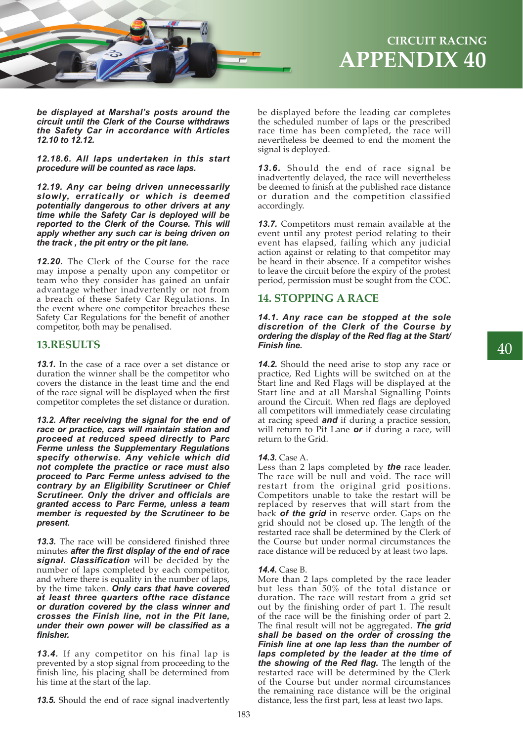***be displayed at Marshal's posts around the circuit until the Clerk of the Course withdraws the Safety Car in accordance with Articles 12.10 to 12.12.***

***12.18.6. All laps undertaken in this start procedure will be counted as race laps.***

***12.19. Any car being driven unnecessarily slowly, erratically or which is deemed potentially dangerous to other drivers at any time while the Safety Car is deployed will be reported to the Clerk of the Course. This will apply whether any such car is being driven on the track , the pit entry or the pit lane.***

***12.20.*** The Clerk of the Course for the race may impose a penalty upon any competitor or team who they consider has gained an unfair advantage whether inadvertently or not from a breach of these Safety Car Regulations. In the event where one competitor breaches these Safety Car Regulations for the benefit of another competitor, both may be penalised.

## 13.RESULTS

***13.1.*** In the case of a race over a set distance or duration the winner shall be the competitor who covers the distance in the least time and the end of the race signal will be displayed when the first competitor completes the set distance or duration.

***13.2. After receiving the signal for the end of race or practice, cars will maintain station and proceed at reduced speed directly to Parc Ferme unless the Supplementary Regulations specify otherwise. Any vehicle which did not complete the practice or race must also proceed to Parc Ferme unless advised to the contrary by an Eligibility Scrutineer or Chief Scrutineer. Only the driver and officials are granted access to Parc Ferme, unless a team member is requested by the Scrutineer to be present.***

***13.3.*** The race will be considered finished three minutes ***after the first display of the end of race signal. Classification*** will be decided by the number of laps completed by each competitor, and where there is equality in the number of laps, by the time taken. ***Only cars that have covered at least three quarters ofthe race distance or duration covered by the class winner and crosses the Finish line, not in the Pit lane, under their own power will be classified as a finisher.***

***13.4.*** If any competitor on his final lap is prevented by a stop signal from proceeding to the finish line, his placing shall be determined from his time at the start of the lap.

***13.5.*** Should the end of race signal inadvertently be displayed before the leading car completes the scheduled number of laps or the prescribed race time has been completed, the race will nevertheless be deemed to end the moment the signal is deployed.

***13.6.*** Should the end of race signal be inadvertently delayed, the race will nevertheless be deemed to finish at the published race distance or duration and the competition classified accordingly.

***13.7.*** Competitors must remain available at the event until any protest period relating to their event has elapsed, failing which any judicial action against or relating to that competitor may be heard in their absence. If a competitor wishes to leave the circuit before the expiry of the protest period, permission must be sought from the COC.

## 14. STOPPING A RACE

***14.1. Any race can be stopped at the sole discretion of the Clerk of the Course by ordering the display of the Red flag at the Start/ Finish line.***

***14.2.*** Should the need arise to stop any race or practice, Red Lights will be switched on at the Start line and Red Flags will be displayed at the Start line and at all Marshal Signalling Points around the Circuit. When red flags are deployed all competitors will immediately cease circulating at racing speed ***and*** if during a practice session, will return to Pit Lane ***or*** if during a race, will return to the Grid.

***14.3.*** Case A.
Less than 2 laps completed by ***the*** race leader. The race will be null and void. The race will restart from the original grid positions. Competitors unable to take the restart will be replaced by reserves that will start from the back ***of the grid*** in reserve order. Gaps on the grid should not be closed up. The length of the restarted race shall be determined by the Clerk of the Course but under normal circumstances the race distance will be reduced by at least two laps.

***14.4.*** Case B.
More than 2 laps completed by the race leader but less than 50% of the total distance or duration. The race will restart from a grid set out by the finishing order of part 1. The result of the race will be the finishing order of part 2. The final result will not be aggregated. ***The grid shall be based on the order of crossing the Finish line at one lap less than the number of laps completed by the leader at the time of the showing of the Red flag.*** The length of the restarted race will be determined by the Clerk of the Course but under normal circumstances the remaining race distance will be the original distance, less the first part, less at least two laps.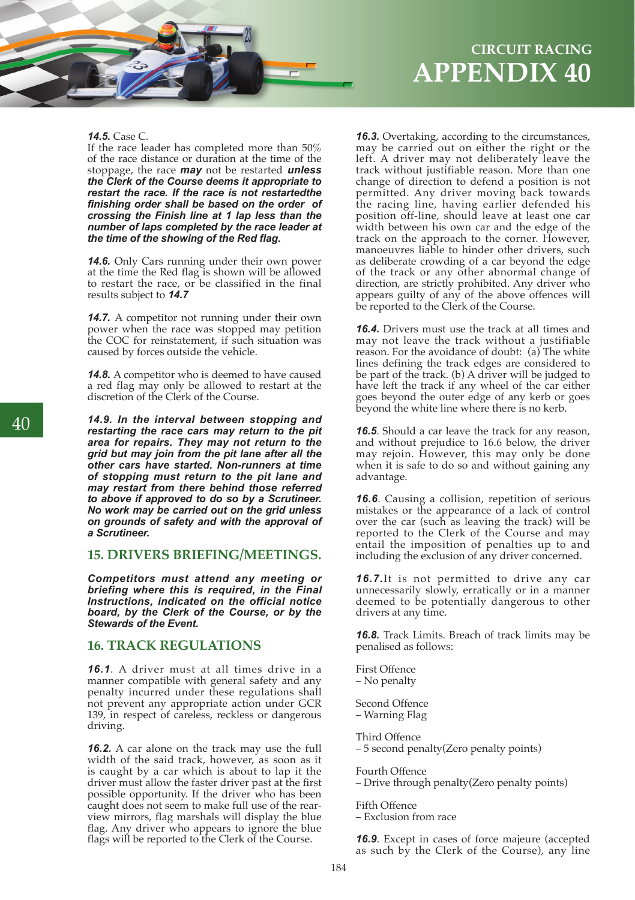***14.5.*** Case C.
If the race leader has completed more than 50% of the race distance or duration at the time of the stoppage, the race ***may*** not be restarted ***unless the Clerk of the Course deems it appropriate to restart the race. If the race is not restartedthe finishing order shall be based on the order of crossing the Finish line at 1 lap less than the number of laps completed by the race leader at the time of the showing of the Red flag.***

***14.6.*** Only Cars running under their own power at the time the Red flag is shown will be allowed to restart the race, or be classified in the final results subject to ***14.7***

***14.7.*** A competitor not running under their own power when the race was stopped may petition the COC for reinstatement, if such situation was caused by forces outside the vehicle.

***14.8.*** A competitor who is deemed to have caused a red flag may only be allowed to restart at the discretion of the Clerk of the Course.

***14.9. In the interval between stopping and restarting the race cars may return to the pit area for repairs. They may not return to the grid but may join from the pit lane after all the other cars have started. Non-runners at time of stopping must return to the pit lane and may restart from there behind those referred to above if approved to do so by a Scrutineer. No work may be carried out on the grid unless on grounds of safety and with the approval of a Scrutineer.***

## 15. DRIVERS BRIEFING/MEETINGS.

***Competitors must attend any meeting or briefing where this is required, in the Final Instructions, indicated on the official notice board, by the Clerk of the Course, or by the Stewards of the Event.***

## 16. TRACK REGULATIONS

***16.1***. A driver must at all times drive in a manner compatible with general safety and any penalty incurred under these regulations shall not prevent any appropriate action under GCR 139, in respect of careless, reckless or dangerous driving.

***16.2.*** A car alone on the track may use the full width of the said track, however, as soon as it is caught by a car which is about to lap it the driver must allow the faster driver past at the first possible opportunity. If the driver who has been caught does not seem to make full use of the rear-view mirrors, flag marshals will display the blue flag. Any driver who appears to ignore the blue flags will be reported to the Clerk of the Course.

***16.3.*** Overtaking, according to the circumstances, may be carried out on either the right or the left. A driver may not deliberately leave the track without justifiable reason. More than one change of direction to defend a position is not permitted. Any driver moving back towards the racing line, having earlier defended his position off-line, should leave at least one car width between his own car and the edge of the track on the approach to the corner. However, manoeuvres liable to hinder other drivers, such as deliberate crowding of a car beyond the edge of the track or any other abnormal change of direction, are strictly prohibited. Any driver who appears guilty of any of the above offences will be reported to the Clerk of the Course.

***16.4.*** Drivers must use the track at all times and may not leave the track without a justifiable reason. For the avoidance of doubt: (a) The white lines defining the track edges are considered to be part of the track. (b) A driver will be judged to have left the track if any wheel of the car either goes beyond the outer edge of any kerb or goes beyond the white line where there is no kerb.

***16.5***. Should a car leave the track for any reason, and without prejudice to 16.6 below, the driver may rejoin. However, this may only be done when it is safe to do so and without gaining any advantage.

***16.6***. Causing a collision, repetition of serious mistakes or the appearance of a lack of control over the car (such as leaving the track) will be reported to the Clerk of the Course and may entail the imposition of penalties up to and including the exclusion of any driver concerned.

***16.7.***It is not permitted to drive any car unnecessarily slowly, erratically or in a manner deemed to be potentially dangerous to other drivers at any time.

***16.8.*** Track Limits. Breach of track limits may be penalised as follows:

First Offence
– No penalty

Second Offence
– Warning Flag

Third Offence
– 5 second penalty(Zero penalty points)

Fourth Offence
– Drive through penalty(Zero penalty points)

Fifth Offence
– Exclusion from race

***16.9***. Except in cases of force majeure (accepted as such by the Clerk of the Course), any line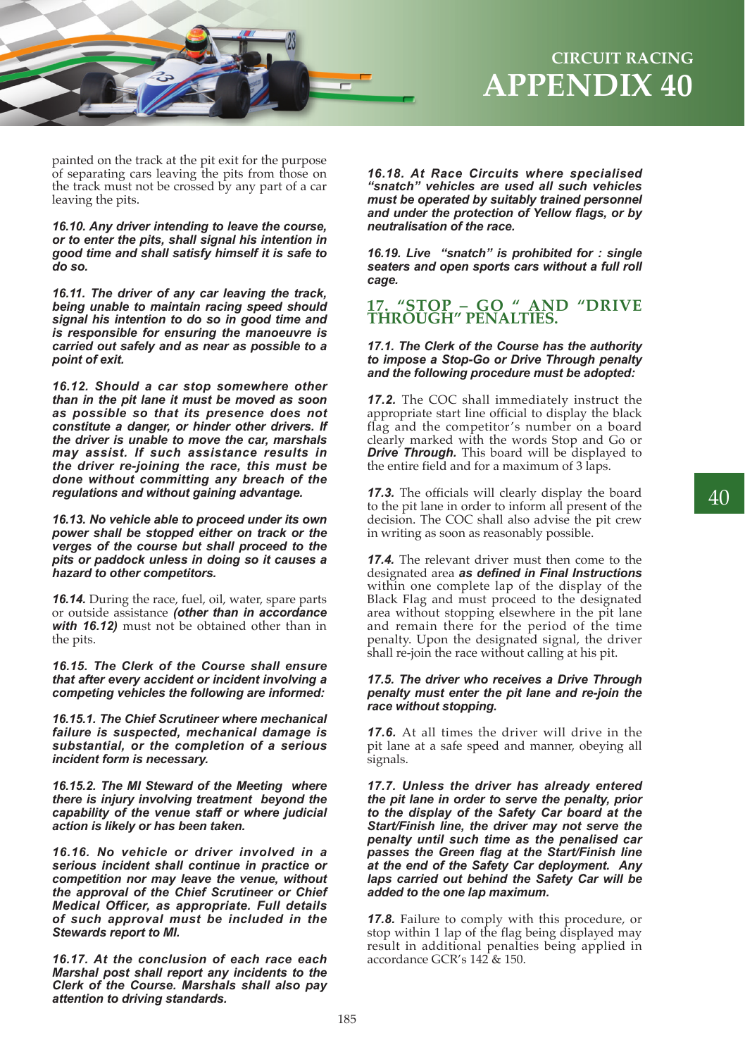painted on the track at the pit exit for the purpose of separating cars leaving the pits from those on the track must not be crossed by any part of a car leaving the pits.

***16.10. Any driver intending to leave the course, or to enter the pits, shall signal his intention in good time and shall satisfy himself it is safe to do so.***

***16.11. The driver of any car leaving the track, being unable to maintain racing speed should signal his intention to do so in good time and is responsible for ensuring the manoeuvre is carried out safely and as near as possible to a point of exit.***

***16.12. Should a car stop somewhere other than in the pit lane it must be moved as soon as possible so that its presence does not constitute a danger, or hinder other drivers. If the driver is unable to move the car, marshals may assist. If such assistance results in the driver re-joining the race, this must be done without committing any breach of the regulations and without gaining advantage.***

***16.13. No vehicle able to proceed under its own power shall be stopped either on track or the verges of the course but shall proceed to the pits or paddock unless in doing so it causes a hazard to other competitors.***

***16.14.*** During the race, fuel, oil, water, spare parts or outside assistance ***(other than in accordance with 16.12)*** must not be obtained other than in the pits.

***16.15. The Clerk of the Course shall ensure that after every accident or incident involving a competing vehicles the following are informed:***

***16.15.1. The Chief Scrutineer where mechanical failure is suspected, mechanical damage is substantial, or the completion of a serious incident form is necessary.***

***16.15.2. The MI Steward of the Meeting where there is injury involving treatment beyond the capability of the venue staff or where judicial action is likely or has been taken.***

***16.16. No vehicle or driver involved in a serious incident shall continue in practice or competition nor may leave the venue, without the approval of the Chief Scrutineer or Chief Medical Officer, as appropriate. Full details of such approval must be included in the Stewards report to MI.***

***16.17. At the conclusion of each race each Marshal post shall report any incidents to the Clerk of the Course. Marshals shall also pay attention to driving standards.***

***16.18. At Race Circuits where specialised "snatch" vehicles are used all such vehicles must be operated by suitably trained personnel and under the protection of Yellow flags, or by neutralisation of the race.***

***16.19. Live "snatch" is prohibited for : single seaters and open sports cars without a full roll cage.***

## 17. "STOP – GO " AND "DRIVE THROUGH" PENALTIES.

***17.1. The Clerk of the Course has the authority to impose a Stop-Go or Drive Through penalty and the following procedure must be adopted:***

***17.2.*** The COC shall immediately instruct the appropriate start line official to display the black flag and the competitor's number on a board clearly marked with the words Stop and Go or ***Drive Through.*** This board will be displayed to the entire field and for a maximum of 3 laps.

***17.3.*** The officials will clearly display the board to the pit lane in order to inform all present of the decision. The COC shall also advise the pit crew in writing as soon as reasonably possible.

***17.4.*** The relevant driver must then come to the designated area ***as defined in Final Instructions*** within one complete lap of the display of the Black Flag and must proceed to the designated area without stopping elsewhere in the pit lane and remain there for the period of the time penalty. Upon the designated signal, the driver shall re-join the race without calling at his pit.

***17.5. The driver who receives a Drive Through penalty must enter the pit lane and re-join the race without stopping.***

***17.6.*** At all times the driver will drive in the pit lane at a safe speed and manner, obeying all signals.

***17.7. Unless the driver has already entered the pit lane in order to serve the penalty, prior to the display of the Safety Car board at the Start/Finish line, the driver may not serve the penalty until such time as the penalised car passes the Green flag at the Start/Finish line at the end of the Safety Car deployment. Any laps carried out behind the Safety Car will be added to the one lap maximum.***

***17.8.*** Failure to comply with this procedure, or stop within 1 lap of the flag being displayed may result in additional penalties being applied in accordance GCR's 142 & 150.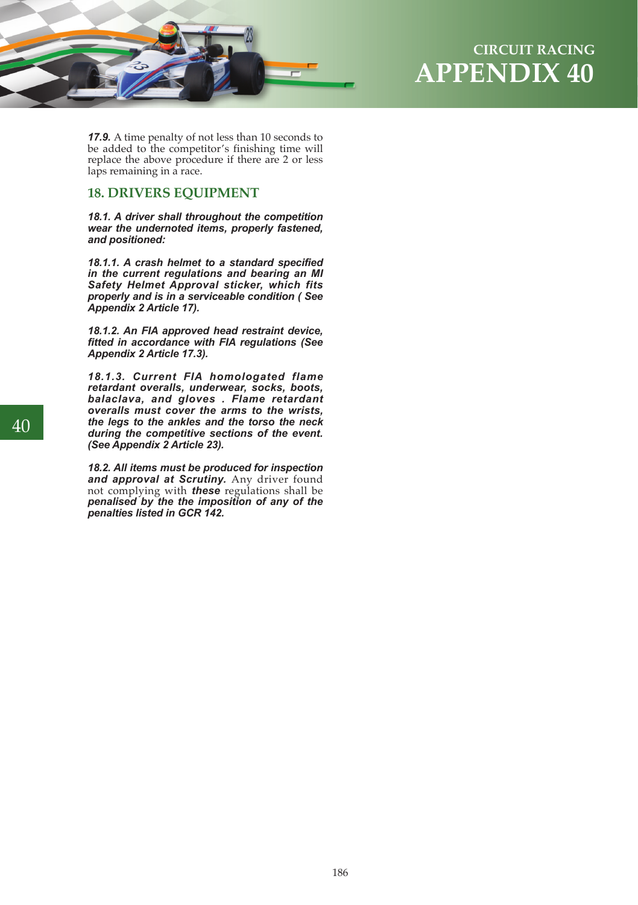***17.9.*** A time penalty of not less than 10 seconds to be added to the competitor's finishing time will replace the above procedure if there are 2 or less laps remaining in a race.

## 18. DRIVERS EQUIPMENT

***18.1. A driver shall throughout the competition wear the undernoted items, properly fastened, and positioned:***

***18.1.1. A crash helmet to a standard specified in the current regulations and bearing an MI Safety Helmet Approval sticker, which fits properly and is in a serviceable condition ( See Appendix 2 Article 17).***

***18.1.2. An FIA approved head restraint device, fitted in accordance with FIA regulations (See Appendix 2 Article 17.3).***

***18.1.3. Current FIA homologated flame retardant overalls, underwear, socks, boots, balaclava, and gloves . Flame retardant overalls must cover the arms to the wrists, the legs to the ankles and the torso the neck during the competitive sections of the event. (See Appendix 2 Article 23).***

***18.2. All items must be produced for inspection and approval at Scrutiny.*** Any driver found not complying with ***these*** regulations shall be ***penalised by the the imposition of any of the penalties listed in GCR 142.***